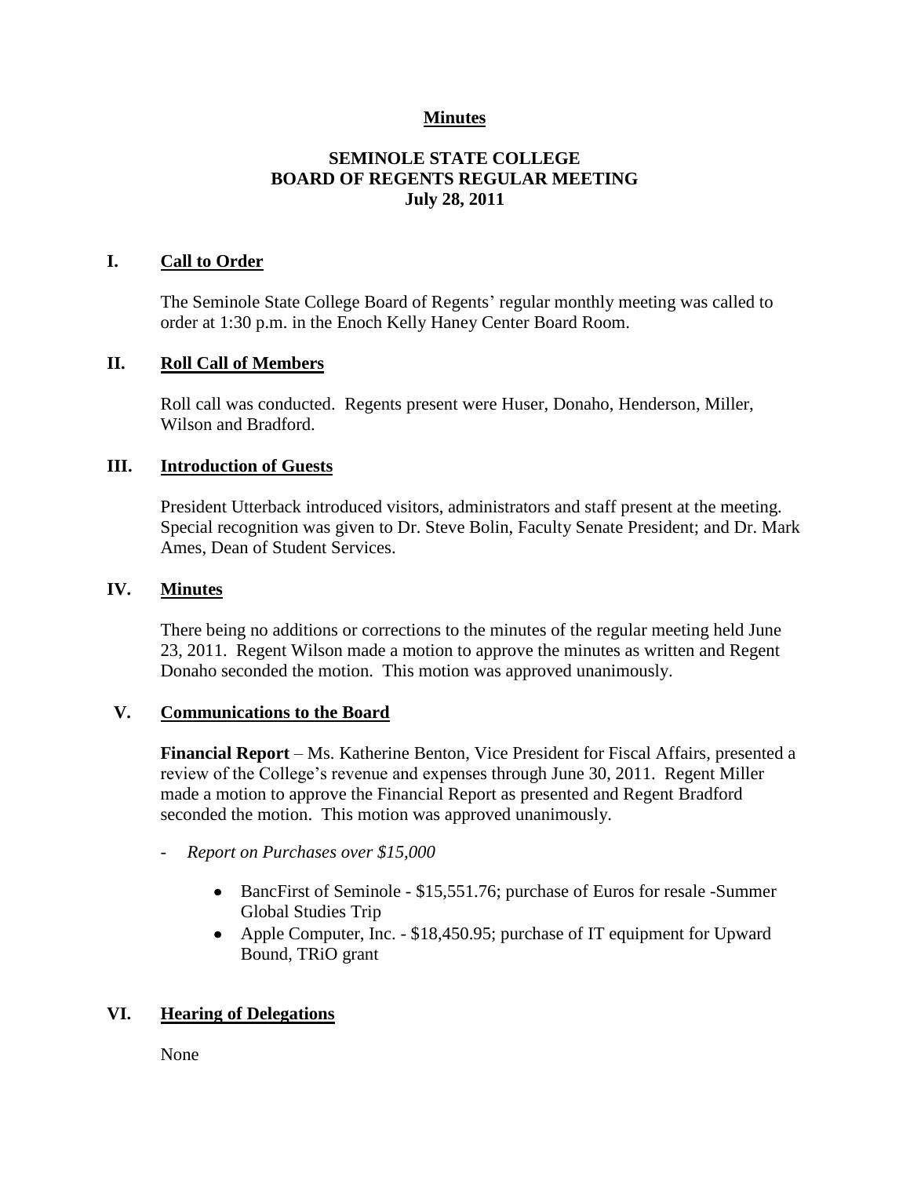**Minutes**

**SEMINOLE STATE COLLEGE**
**BOARD OF REGENTS REGULAR MEETING**
**July 28, 2011**

## I. Call to Order

The Seminole State College Board of Regents' regular monthly meeting was called to order at 1:30 p.m. in the Enoch Kelly Haney Center Board Room.

## II. Roll Call of Members

Roll call was conducted. Regents present were Huser, Donaho, Henderson, Miller, Wilson and Bradford.

## III. Introduction of Guests

President Utterback introduced visitors, administrators and staff present at the meeting. Special recognition was given to Dr. Steve Bolin, Faculty Senate President; and Dr. Mark Ames, Dean of Student Services.

## IV. Minutes

There being no additions or corrections to the minutes of the regular meeting held June 23, 2011. Regent Wilson made a motion to approve the minutes as written and Regent Donaho seconded the motion. This motion was approved unanimously.

## V. Communications to the Board

**Financial Report** – Ms. Katherine Benton, Vice President for Fiscal Affairs, presented a review of the College's revenue and expenses through June 30, 2011. Regent Miller made a motion to approve the Financial Report as presented and Regent Bradford seconded the motion. This motion was approved unanimously.

- *Report on Purchases over $15,000*
  - BancFirst of Seminole - $15,551.76; purchase of Euros for resale -Summer Global Studies Trip
  - Apple Computer, Inc. - $18,450.95; purchase of IT equipment for Upward Bound, TRiO grant

## VI. Hearing of Delegations

None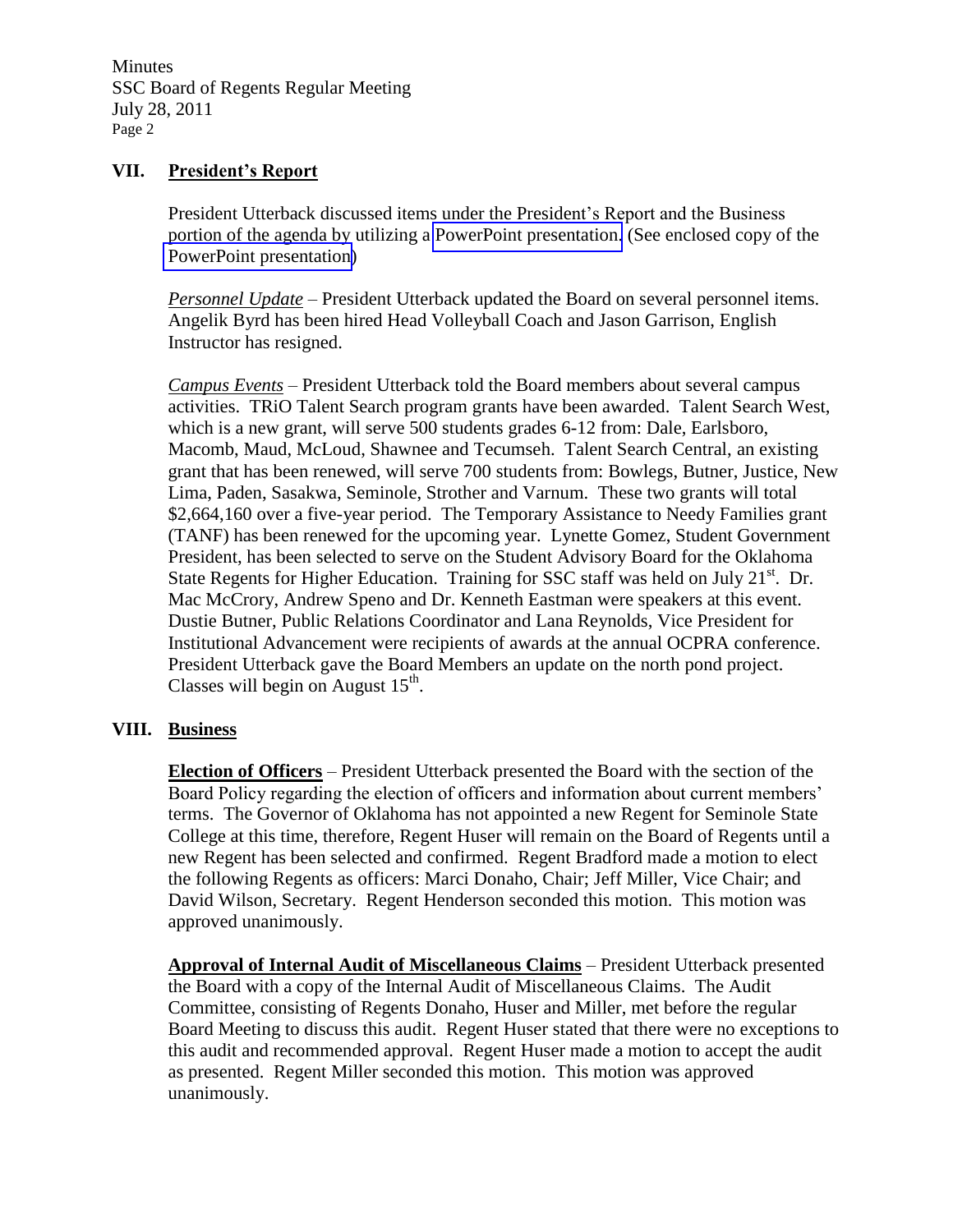## VII. President's Report

President Utterback discussed items under the President's Report and the Business portion of the agenda by utilizing a PowerPoint presentation. (See enclosed copy of the PowerPoint presentation)

*Personnel Update* – President Utterback updated the Board on several personnel items. Angelik Byrd has been hired Head Volleyball Coach and Jason Garrison, English Instructor has resigned.

*Campus Events* – President Utterback told the Board members about several campus activities. TRiO Talent Search program grants have been awarded. Talent Search West, which is a new grant, will serve 500 students grades 6-12 from: Dale, Earlsboro, Macomb, Maud, McLoud, Shawnee and Tecumseh. Talent Search Central, an existing grant that has been renewed, will serve 700 students from: Bowlegs, Butner, Justice, New Lima, Paden, Sasakwa, Seminole, Strother and Varnum. These two grants will total $2,664,160 over a five-year period. The Temporary Assistance to Needy Families grant (TANF) has been renewed for the upcoming year. Lynette Gomez, Student Government President, has been selected to serve on the Student Advisory Board for the Oklahoma State Regents for Higher Education. Training for SSC staff was held on July 21st. Dr. Mac McCrory, Andrew Speno and Dr. Kenneth Eastman were speakers at this event. Dustie Butner, Public Relations Coordinator and Lana Reynolds, Vice President for Institutional Advancement were recipients of awards at the annual OCPRA conference. President Utterback gave the Board Members an update on the north pond project. Classes will begin on August 15th.

## VIII. Business

**Election of Officers** – President Utterback presented the Board with the section of the Board Policy regarding the election of officers and information about current members' terms. The Governor of Oklahoma has not appointed a new Regent for Seminole State College at this time, therefore, Regent Huser will remain on the Board of Regents until a new Regent has been selected and confirmed. Regent Bradford made a motion to elect the following Regents as officers: Marci Donaho, Chair; Jeff Miller, Vice Chair; and David Wilson, Secretary. Regent Henderson seconded this motion. This motion was approved unanimously.

**Approval of Internal Audit of Miscellaneous Claims** – President Utterback presented the Board with a copy of the Internal Audit of Miscellaneous Claims. The Audit Committee, consisting of Regents Donaho, Huser and Miller, met before the regular Board Meeting to discuss this audit. Regent Huser stated that there were no exceptions to this audit and recommended approval. Regent Huser made a motion to accept the audit as presented. Regent Miller seconded this motion. This motion was approved unanimously.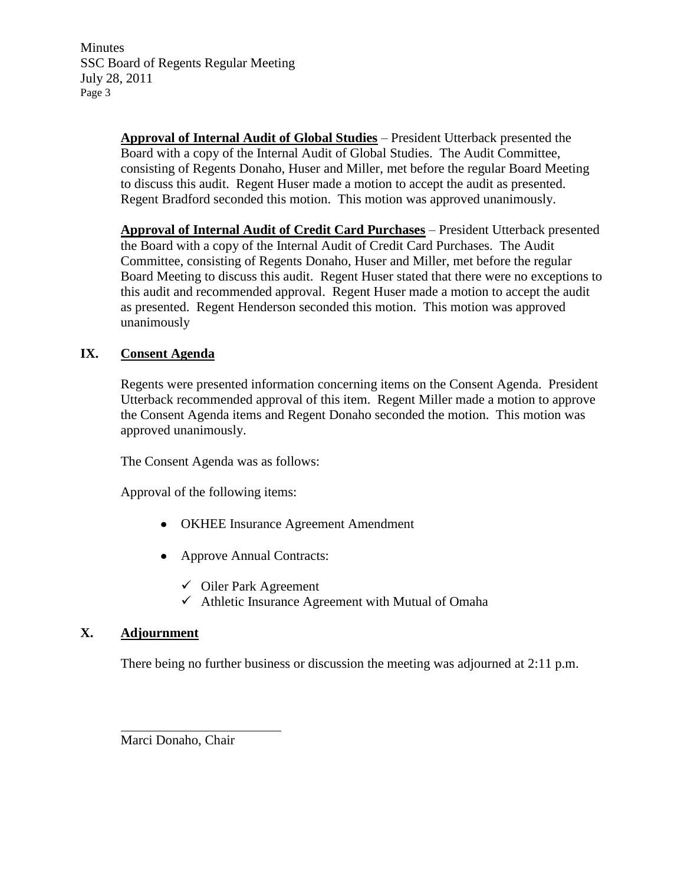**Approval of Internal Audit of Global Studies** – President Utterback presented the Board with a copy of the Internal Audit of Global Studies. The Audit Committee, consisting of Regents Donaho, Huser and Miller, met before the regular Board Meeting to discuss this audit. Regent Huser made a motion to accept the audit as presented. Regent Bradford seconded this motion. This motion was approved unanimously.

**Approval of Internal Audit of Credit Card Purchases** – President Utterback presented the Board with a copy of the Internal Audit of Credit Card Purchases. The Audit Committee, consisting of Regents Donaho, Huser and Miller, met before the regular Board Meeting to discuss this audit. Regent Huser stated that there were no exceptions to this audit and recommended approval. Regent Huser made a motion to accept the audit as presented. Regent Henderson seconded this motion. This motion was approved unanimously

## IX. Consent Agenda

Regents were presented information concerning items on the Consent Agenda. President Utterback recommended approval of this item. Regent Miller made a motion to approve the Consent Agenda items and Regent Donaho seconded the motion. This motion was approved unanimously.

The Consent Agenda was as follows:

Approval of the following items:

- OKHEE Insurance Agreement Amendment
- Approve Annual Contracts:
  - ✓ Oiler Park Agreement
  - ✓ Athletic Insurance Agreement with Mutual of Omaha

## X. Adjournment

There being no further business or discussion the meeting was adjourned at 2:11 p.m.

Marci Donaho, Chair